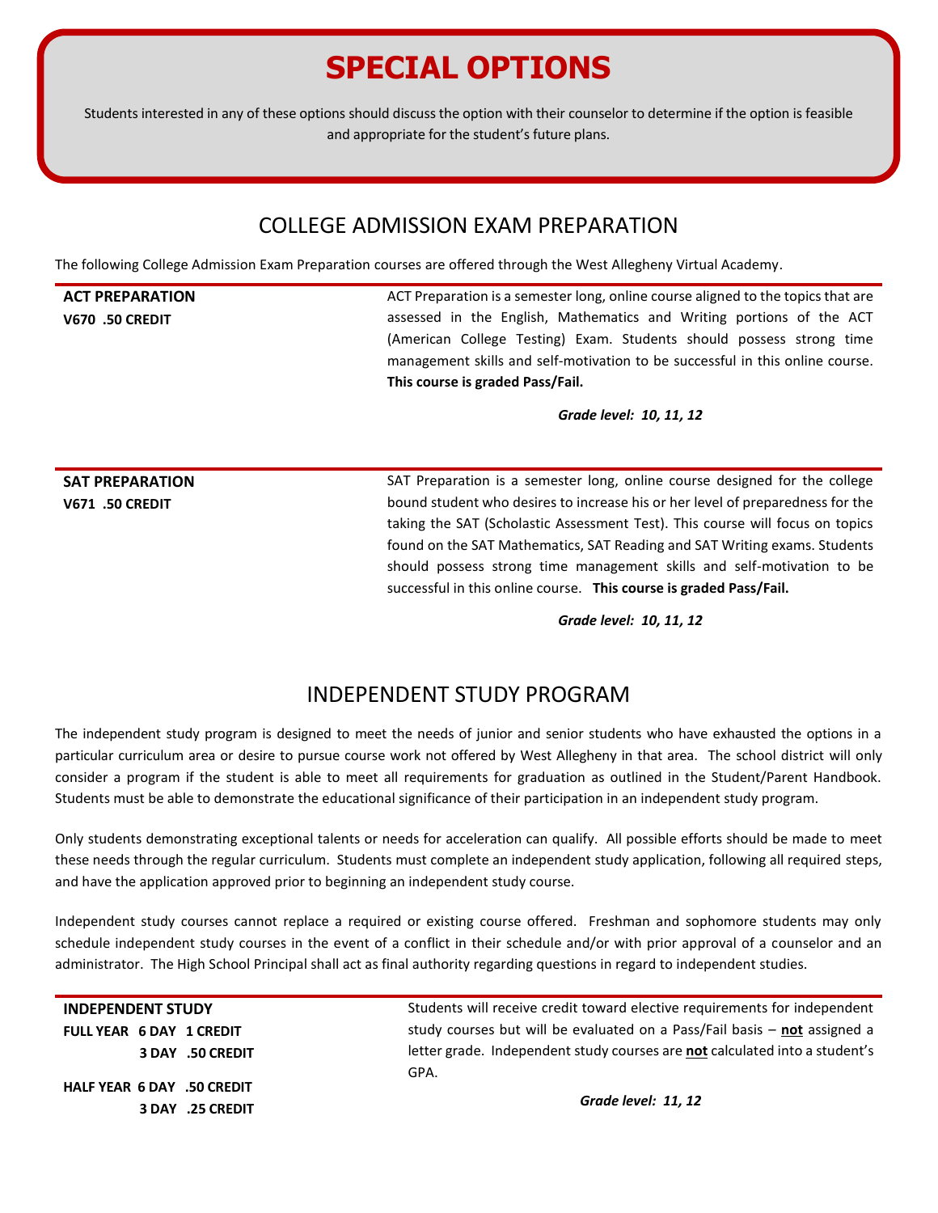# SPECIAL OPTIONS

Students interested in any of these options should discuss the option with their counselor to determine if the option is feasible and appropriate for the student's future plans.

## COLLEGE ADMISSION EXAM PREPARATION

The following College Admission Exam Preparation courses are offered through the West Allegheny Virtual Academy.

**ACT PREPARATION**
**V670 .50 CREDIT**

ACT Preparation is a semester long, online course aligned to the topics that are assessed in the English, Mathematics and Writing portions of the ACT (American College Testing) Exam. Students should possess strong time management skills and self-motivation to be successful in this online course. **This course is graded Pass/Fail.**

***Grade level: 10, 11, 12***

**SAT PREPARATION**
**V671 .50 CREDIT**

SAT Preparation is a semester long, online course designed for the college bound student who desires to increase his or her level of preparedness for the taking the SAT (Scholastic Assessment Test). This course will focus on topics found on the SAT Mathematics, SAT Reading and SAT Writing exams. Students should possess strong time management skills and self-motivation to be successful in this online course. **This course is graded Pass/Fail.**

***Grade level: 10, 11, 12***

## INDEPENDENT STUDY PROGRAM

The independent study program is designed to meet the needs of junior and senior students who have exhausted the options in a particular curriculum area or desire to pursue course work not offered by West Allegheny in that area. The school district will only consider a program if the student is able to meet all requirements for graduation as outlined in the Student/Parent Handbook. Students must be able to demonstrate the educational significance of their participation in an independent study program.

Only students demonstrating exceptional talents or needs for acceleration can qualify. All possible efforts should be made to meet these needs through the regular curriculum. Students must complete an independent study application, following all required steps, and have the application approved prior to beginning an independent study course.

Independent study courses cannot replace a required or existing course offered. Freshman and sophomore students may only schedule independent study courses in the event of a conflict in their schedule and/or with prior approval of a counselor and an administrator. The High School Principal shall act as final authority regarding questions in regard to independent studies.

**INDEPENDENT STUDY**
**FULL YEAR 6 DAY 1 CREDIT**
**3 DAY .50 CREDIT**

**HALF YEAR 6 DAY .50 CREDIT**
**3 DAY .25 CREDIT**

Students will receive credit toward elective requirements for independent study courses but will be evaluated on a Pass/Fail basis – **not** assigned a letter grade. Independent study courses are **not** calculated into a student's GPA.

***Grade level: 11, 12***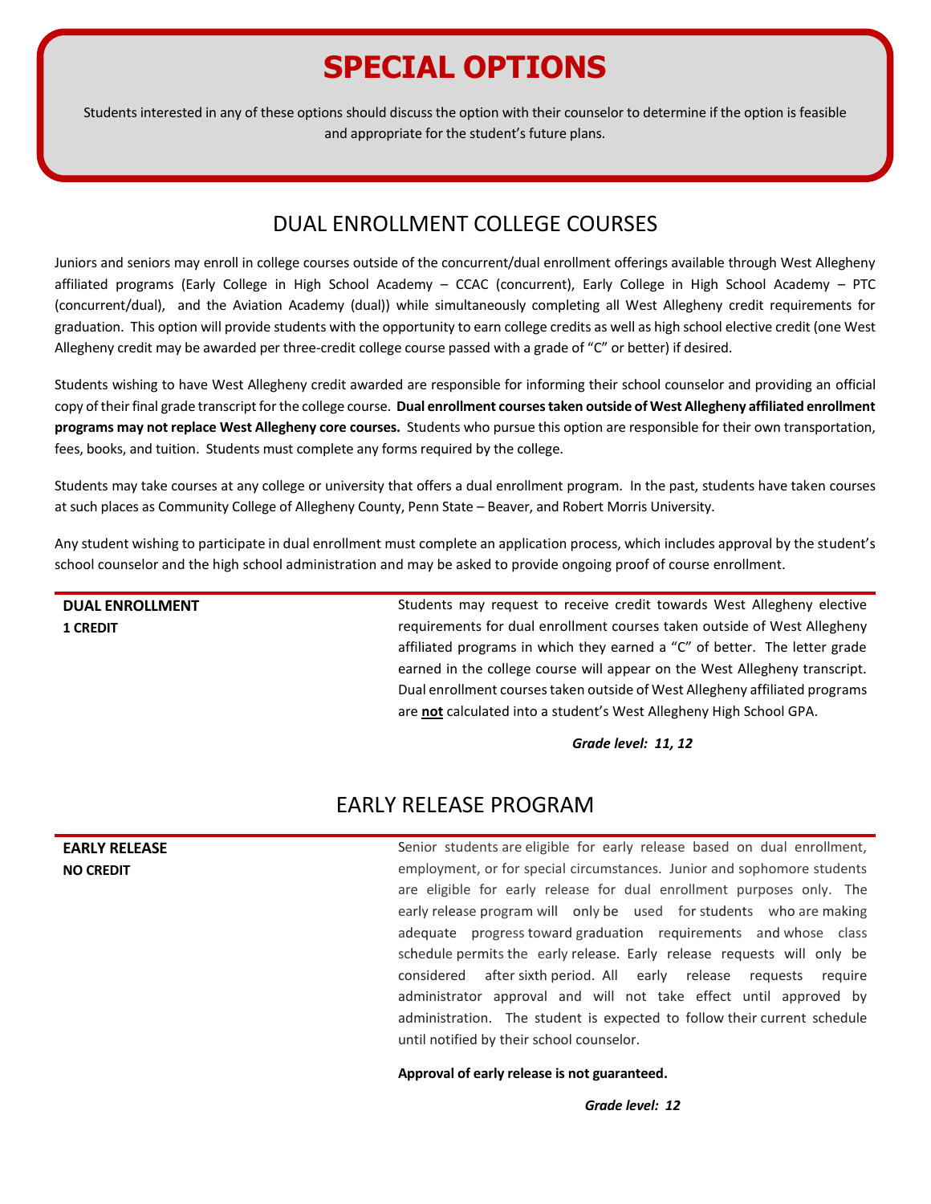# SPECIAL OPTIONS

Students interested in any of these options should discuss the option with their counselor to determine if the option is feasible and appropriate for the student's future plans.

## DUAL ENROLLMENT COLLEGE COURSES

Juniors and seniors may enroll in college courses outside of the concurrent/dual enrollment offerings available through West Allegheny affiliated programs (Early College in High School Academy – CCAC (concurrent), Early College in High School Academy – PTC (concurrent/dual), and the Aviation Academy (dual)) while simultaneously completing all West Allegheny credit requirements for graduation. This option will provide students with the opportunity to earn college credits as well as high school elective credit (one West Allegheny credit may be awarded per three-credit college course passed with a grade of "C" or better) if desired.

Students wishing to have West Allegheny credit awarded are responsible for informing their school counselor and providing an official copy of their final grade transcript for the college course. **Dual enrollment courses taken outside of West Allegheny affiliated enrollment programs may not replace West Allegheny core courses.** Students who pursue this option are responsible for their own transportation, fees, books, and tuition. Students must complete any forms required by the college.

Students may take courses at any college or university that offers a dual enrollment program. In the past, students have taken courses at such places as Community College of Allegheny County, Penn State – Beaver, and Robert Morris University.

Any student wishing to participate in dual enrollment must complete an application process, which includes approval by the student's school counselor and the high school administration and may be asked to provide ongoing proof of course enrollment.

**DUAL ENROLLMENT**
**1 CREDIT**

Students may request to receive credit towards West Allegheny elective requirements for dual enrollment courses taken outside of West Allegheny affiliated programs in which they earned a "C" of better. The letter grade earned in the college course will appear on the West Allegheny transcript. Dual enrollment courses taken outside of West Allegheny affiliated programs are **not** calculated into a student's West Allegheny High School GPA.

***Grade level: 11, 12***

## EARLY RELEASE PROGRAM

**EARLY RELEASE**
**NO CREDIT**

Senior students are eligible for early release based on dual enrollment, employment, or for special circumstances. Junior and sophomore students are eligible for early release for dual enrollment purposes only. The early release program will only be used for students who are making adequate progress toward graduation requirements and whose class schedule permits the early release. Early release requests will only be considered after sixth period. All early release requests require administrator approval and will not take effect until approved by administration. The student is expected to follow their current schedule until notified by their school counselor.

**Approval of early release is not guaranteed.**

***Grade level: 12***